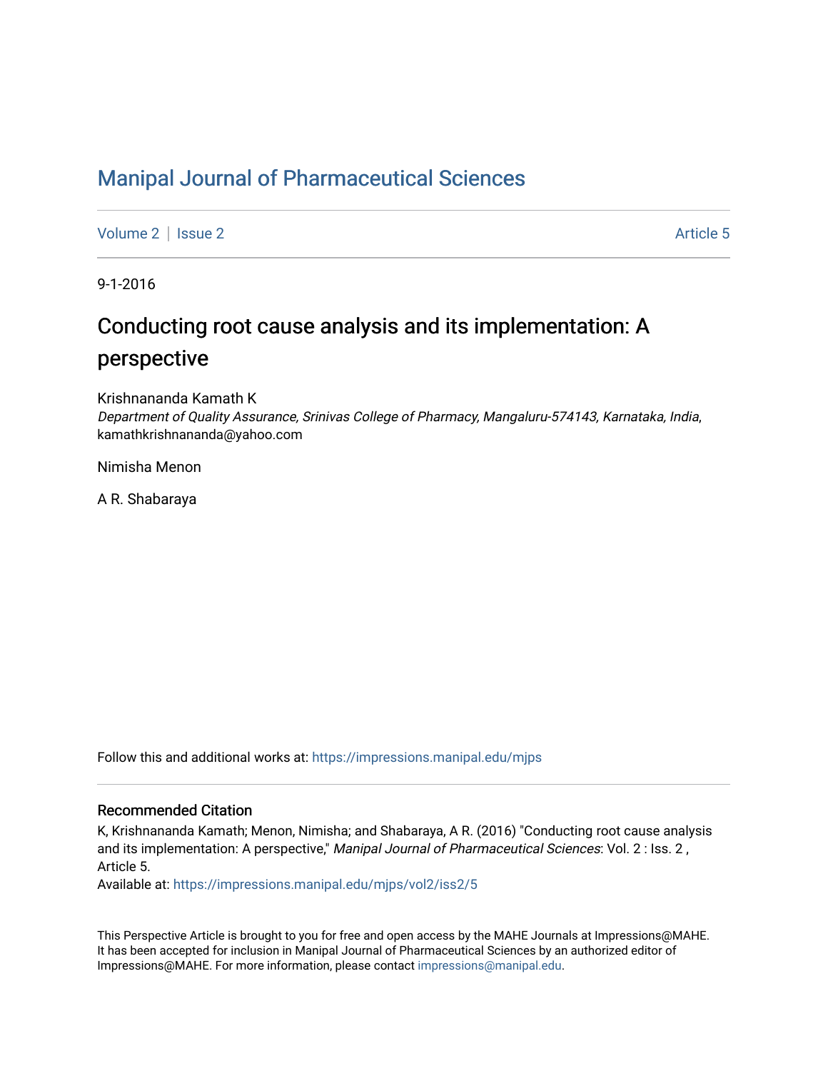# Manipal Journal of Pharmaceutical Sciences

Volume 2 | Issue 2 Article 5

9-1-2016

## Conducting root cause analysis and its implementation: A perspective

Krishnananda Kamath K
*Department of Quality Assurance, Srinivas College of Pharmacy, Mangaluru-574143, Karnataka, India*, kamathkrishnananda@yahoo.com

Nimisha Menon

A R. Shabaraya

Follow this and additional works at: https://impressions.manipal.edu/mjps

### Recommended Citation

K, Krishnananda Kamath; Menon, Nimisha; and Shabaraya, A R. (2016) "Conducting root cause analysis and its implementation: A perspective," *Manipal Journal of Pharmaceutical Sciences*: Vol. 2 : Iss. 2 , Article 5.
Available at: https://impressions.manipal.edu/mjps/vol2/iss2/5

This Perspective Article is brought to you for free and open access by the MAHE Journals at Impressions@MAHE. It has been accepted for inclusion in Manipal Journal of Pharmaceutical Sciences by an authorized editor of Impressions@MAHE. For more information, please contact impressions@manipal.edu.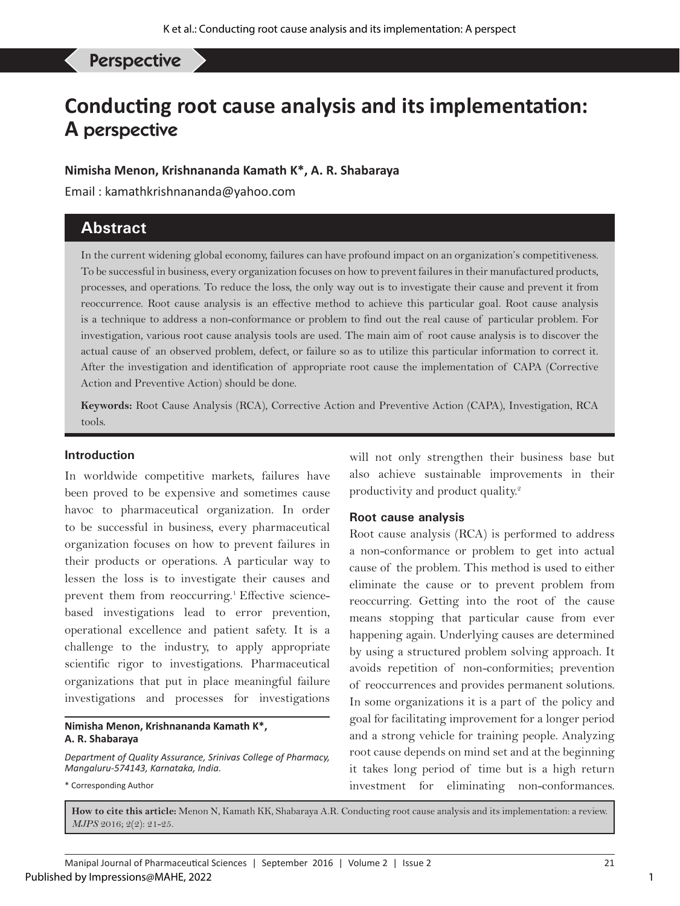Perspective

# Conducting root cause analysis and its implementation: A perspective

**Nimisha Menon, Krishnananda Kamath K\*, A. R. Shabaraya**

Email : kamathkrishnananda@yahoo.com

## Abstract

In the current widening global economy, failures can have profound impact on an organization's competitiveness. To be successful in business, every organization focuses on how to prevent failures in their manufactured products, processes, and operations. To reduce the loss, the only way out is to investigate their cause and prevent it from reoccurrence. Root cause analysis is an effective method to achieve this particular goal. Root cause analysis is a technique to address a non-conformance or problem to find out the real cause of particular problem. For investigation, various root cause analysis tools are used. The main aim of root cause analysis is to discover the actual cause of an observed problem, defect, or failure so as to utilize this particular information to correct it. After the investigation and identification of appropriate root cause the implementation of CAPA (Corrective Action and Preventive Action) should be done.

**Keywords:** Root Cause Analysis (RCA), Corrective Action and Preventive Action (CAPA), Investigation, RCA tools.

### Introduction

In worldwide competitive markets, failures have been proved to be expensive and sometimes cause havoc to pharmaceutical organization. In order to be successful in business, every pharmaceutical organization focuses on how to prevent failures in their products or operations. A particular way to lessen the loss is to investigate their causes and prevent them from reoccurring.[1] Effective science-based investigations lead to error prevention, operational excellence and patient safety. It is a challenge to the industry, to apply appropriate scientific rigor to investigations. Pharmaceutical organizations that put in place meaningful failure investigations and processes for investigations will not only strengthen their business base but also achieve sustainable improvements in their productivity and product quality.[2]

### Root cause analysis

Root cause analysis (RCA) is performed to address a non-conformance or problem to get into actual cause of the problem. This method is used to either eliminate the cause or to prevent problem from reoccurring. Getting into the root of the cause means stopping that particular cause from ever happening again. Underlying causes are determined by using a structured problem solving approach. It avoids repetition of non-conformities; prevention of reoccurrences and provides permanent solutions. In some organizations it is a part of the policy and goal for facilitating improvement for a longer period and a strong vehicle for training people. Analyzing root cause depends on mind set and at the beginning it takes long period of time but is a high return investment for eliminating non-conformances.

**Nimisha Menon, Krishnananda Kamath K\*, A. R. Shabaraya**

*Department of Quality Assurance, Srinivas College of Pharmacy, Mangaluru-574143, Karnataka, India.*

\* Corresponding Author

**How to cite this article:** Menon N, Kamath KK, Shabaraya A.R. Conducting root cause analysis and its implementation: a review. *MJPS* 2016; 2(2): 21-25.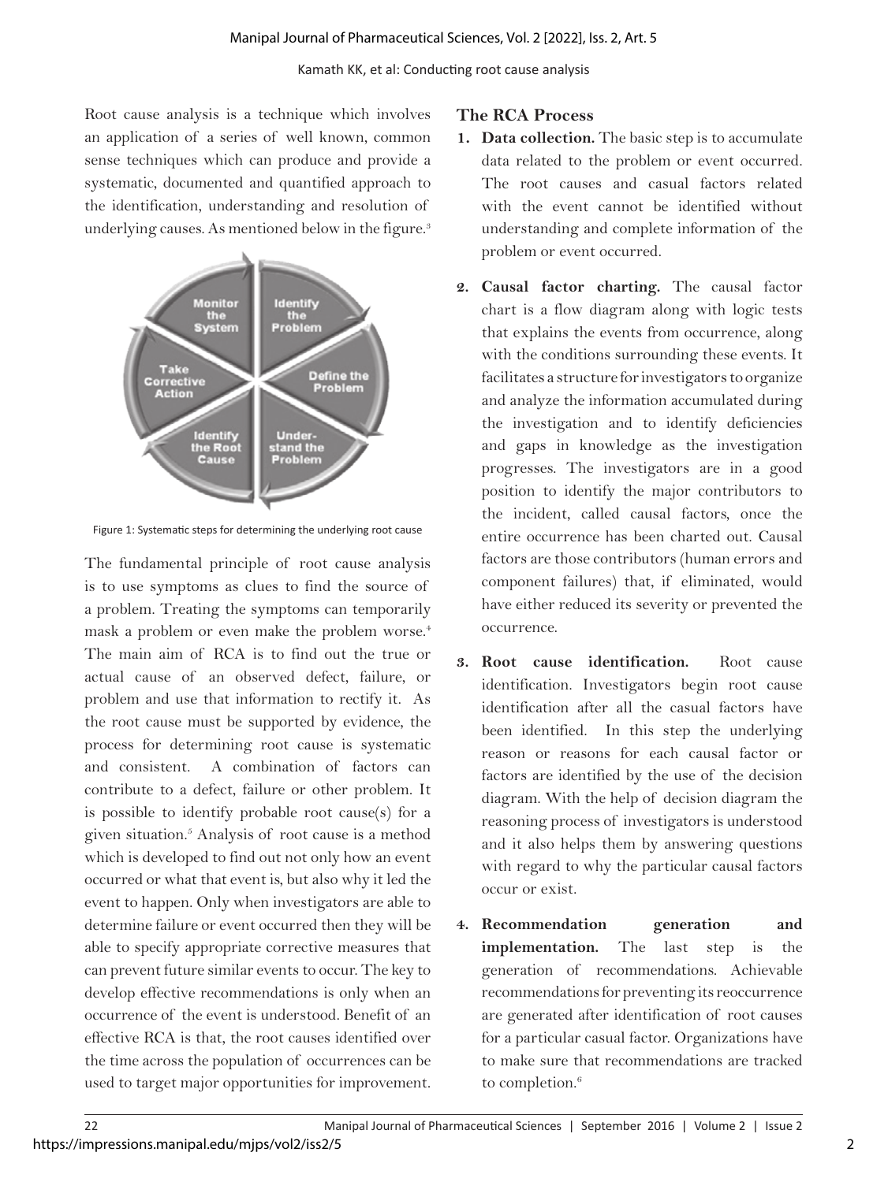Root cause analysis is a technique which involves an application of a series of well known, common sense techniques which can produce and provide a systematic, documented and quantified approach to the identification, understanding and resolution of underlying causes. As mentioned below in the figure.[3]

Figure 1: Systematic steps for determining the underlying root cause

The fundamental principle of root cause analysis is to use symptoms as clues to find the source of a problem. Treating the symptoms can temporarily mask a problem or even make the problem worse.[4] The main aim of RCA is to find out the true or actual cause of an observed defect, failure, or problem and use that information to rectify it. As the root cause must be supported by evidence, the process for determining root cause is systematic and consistent. A combination of factors can contribute to a defect, failure or other problem. It is possible to identify probable root cause(s) for a given situation.[5] Analysis of root cause is a method which is developed to find out not only how an event occurred or what that event is, but also why it led the event to happen. Only when investigators are able to determine failure or event occurred then they will be able to specify appropriate corrective measures that can prevent future similar events to occur. The key to develop effective recommendations is only when an occurrence of the event is understood. Benefit of an effective RCA is that, the root causes identified over the time across the population of occurrences can be used to target major opportunities for improvement.

## The RCA Process

1. **Data collection.** The basic step is to accumulate data related to the problem or event occurred. The root causes and casual factors related with the event cannot be identified without understanding and complete information of the problem or event occurred.
2. **Causal factor charting.** The causal factor chart is a flow diagram along with logic tests that explains the events from occurrence, along with the conditions surrounding these events. It facilitates a structure for investigators to organize and analyze the information accumulated during the investigation and to identify deficiencies and gaps in knowledge as the investigation progresses. The investigators are in a good position to identify the major contributors to the incident, called causal factors, once the entire occurrence has been charted out. Causal factors are those contributors (human errors and component failures) that, if eliminated, would have either reduced its severity or prevented the occurrence.
3. **Root cause identification.** Root cause identification. Investigators begin root cause identification after all the casual factors have been identified. In this step the underlying reason or reasons for each causal factor or factors are identified by the use of the decision diagram. With the help of decision diagram the reasoning process of investigators is understood and it also helps them by answering questions with regard to why the particular causal factors occur or exist.
4. **Recommendation generation and implementation.** The last step is the generation of recommendations. Achievable recommendations for preventing its reoccurrence are generated after identification of root causes for a particular casual factor. Organizations have to make sure that recommendations are tracked to completion.[6]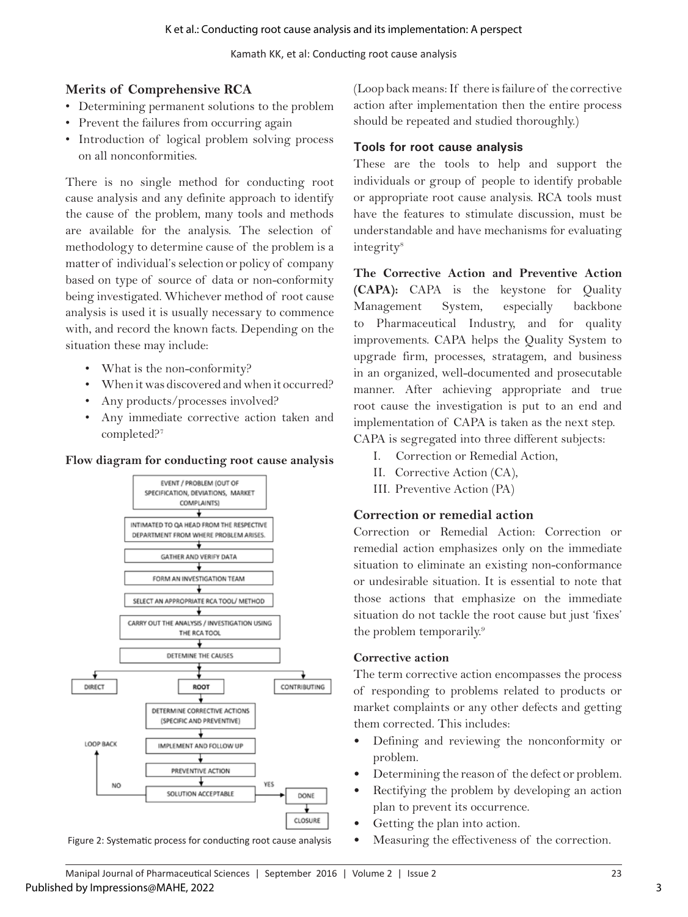### Merits of Comprehensive RCA

- Determining permanent solutions to the problem
- Prevent the failures from occurring again
- Introduction of logical problem solving process on all nonconformities.

There is no single method for conducting root cause analysis and any definite approach to identify the cause of the problem, many tools and methods are available for the analysis. The selection of methodology to determine cause of the problem is a matter of individual's selection or policy of company based on type of source of data or non-conformity being investigated. Whichever method of root cause analysis is used it is usually necessary to commence with, and record the known facts. Depending on the situation these may include:

- What is the non-conformity?
- When it was discovered and when it occurred?
- Any products/processes involved?
- Any immediate corrective action taken and completed?[7]

### Flow diagram for conducting root cause analysis

EVENT / PROBLEM (OUT OF SPECIFICATION, DEVIATIONS, MARKET COMPLAINTS) → INTIMATED TO QA HEAD FROM THE RESPECTIVE DEPARTMENT FROM WHERE PROBLEM ARISES. → GATHER AND VERIFY DATA → FORM AN INVESTIGATION TEAM → SELECT AN APPROPRIATE RCA TOOL/ METHOD → CARRY OUT THE ANALYSIS / INVESTIGATION USING THE RCA TOOL → DETEMINE THE CAUSES → DIRECT / ROOT / CONTRIBUTING → (ROOT) DETERMINE CORRECTIVE ACTIONS (SPECIFIC AND PREVENTIVE) → IMPLEMENT AND FOLLOW UP → PREVENTIVE ACTION → SOLUTION ACCEPTABLE → YES: DONE → CLOSURE; NO: LOOP BACK

Figure 2: Systematic process for conducting root cause analysis

(Loop back means: If there is failure of the corrective action after implementation then the entire process should be repeated and studied thoroughly.)

### Tools for root cause analysis

These are the tools to help and support the individuals or group of people to identify probable or appropriate root cause analysis. RCA tools must have the features to stimulate discussion, must be understandable and have mechanisms for evaluating integrity[8]

**The Corrective Action and Preventive Action (CAPA):** CAPA is the keystone for Quality Management System, especially backbone to Pharmaceutical Industry, and for quality improvements. CAPA helps the Quality System to upgrade firm, processes, stratagem, and business in an organized, well-documented and prosecutable manner. After achieving appropriate and true root cause the investigation is put to an end and implementation of CAPA is taken as the next step. CAPA is segregated into three different subjects:

I. Correction or Remedial Action,
II. Corrective Action (CA),
III. Preventive Action (PA)

### Correction or remedial action

Correction or Remedial Action: Correction or remedial action emphasizes only on the immediate situation to eliminate an existing non-conformance or undesirable situation. It is essential to note that those actions that emphasize on the immediate situation do not tackle the root cause but just 'fixes' the problem temporarily.[9]

### Corrective action

The term corrective action encompasses the process of responding to problems related to products or market complaints or any other defects and getting them corrected. This includes:

- Defining and reviewing the nonconformity or problem.
- Determining the reason of the defect or problem.
- Rectifying the problem by developing an action plan to prevent its occurrence.
- Getting the plan into action.
- Measuring the effectiveness of the correction.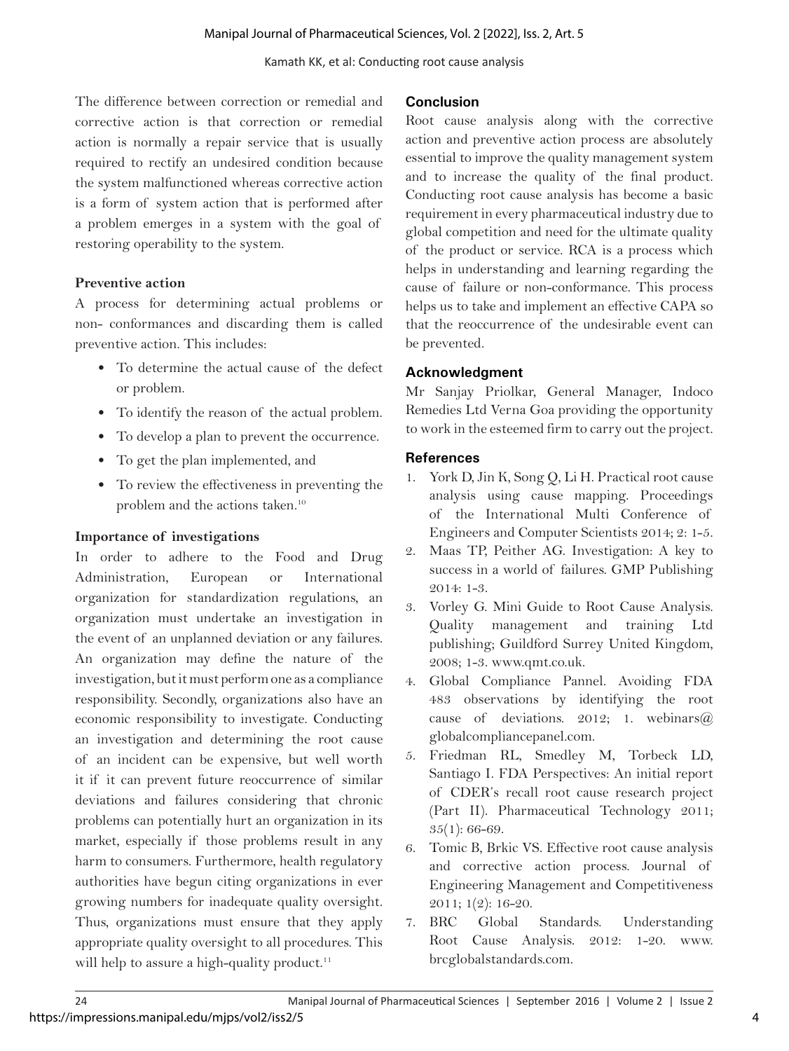The difference between correction or remedial and corrective action is that correction or remedial action is normally a repair service that is usually required to rectify an undesired condition because the system malfunctioned whereas corrective action is a form of system action that is performed after a problem emerges in a system with the goal of restoring operability to the system.

### Preventive action

A process for determining actual problems or non- conformances and discarding them is called preventive action. This includes:

- To determine the actual cause of the defect or problem.
- To identify the reason of the actual problem.
- To develop a plan to prevent the occurrence.
- To get the plan implemented, and
- To review the effectiveness in preventing the problem and the actions taken.[10]

### Importance of investigations

In order to adhere to the Food and Drug Administration, European or International organization for standardization regulations, an organization must undertake an investigation in the event of an unplanned deviation or any failures. An organization may define the nature of the investigation, but it must perform one as a compliance responsibility. Secondly, organizations also have an economic responsibility to investigate. Conducting an investigation and determining the root cause of an incident can be expensive, but well worth it if it can prevent future reoccurrence of similar deviations and failures considering that chronic problems can potentially hurt an organization in its market, especially if those problems result in any harm to consumers. Furthermore, health regulatory authorities have begun citing organizations in ever growing numbers for inadequate quality oversight. Thus, organizations must ensure that they apply appropriate quality oversight to all procedures. This will help to assure a high-quality product.[11]

## Conclusion

Root cause analysis along with the corrective action and preventive action process are absolutely essential to improve the quality management system and to increase the quality of the final product. Conducting root cause analysis has become a basic requirement in every pharmaceutical industry due to global competition and need for the ultimate quality of the product or service. RCA is a process which helps in understanding and learning regarding the cause of failure or non-conformance. This process helps us to take and implement an effective CAPA so that the reoccurrence of the undesirable event can be prevented.

## Acknowledgment

Mr Sanjay Priolkar, General Manager, Indoco Remedies Ltd Verna Goa providing the opportunity to work in the esteemed firm to carry out the project.

## References

1. York D, Jin K, Song Q, Li H. Practical root cause analysis using cause mapping. Proceedings of the International Multi Conference of Engineers and Computer Scientists 2014; 2: 1-5.
2. Maas TP, Peither AG. Investigation: A key to success in a world of failures. GMP Publishing 2014: 1-3.
3. Vorley G. Mini Guide to Root Cause Analysis. Quality management and training Ltd publishing; Guildford Surrey United Kingdom, 2008; 1-3. www.qmt.co.uk.
4. Global Compliance Pannel. Avoiding FDA 483 observations by identifying the root cause of deviations. 2012; 1. webinars@globalcompliancepanel.com.
5. Friedman RL, Smedley M, Torbeck LD, Santiago I. FDA Perspectives: An initial report of CDER's recall root cause research project (Part II). Pharmaceutical Technology 2011; 35(1): 66-69.
6. Tomic B, Brkic VS. Effective root cause analysis and corrective action process. Journal of Engineering Management and Competitiveness 2011; 1(2): 16-20.
7. BRC Global Standards. Understanding Root Cause Analysis. 2012: 1-20. www.brcglobalstandards.com.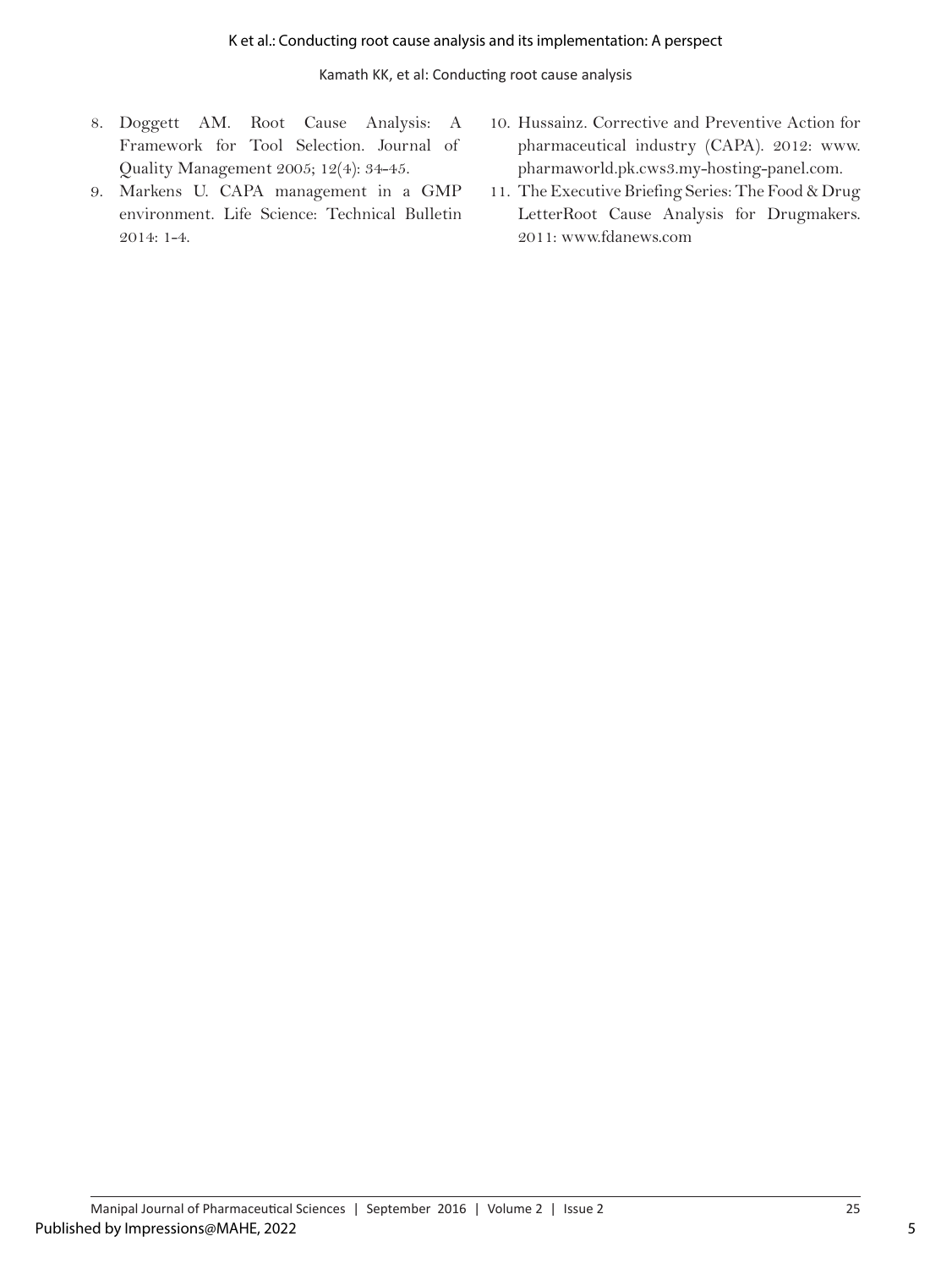8. Doggett AM. Root Cause Analysis: A Framework for Tool Selection. Journal of Quality Management 2005; 12(4): 34-45.
9. Markens U. CAPA management in a GMP environment. Life Science: Technical Bulletin 2014: 1-4.
10. Hussainz. Corrective and Preventive Action for pharmaceutical industry (CAPA). 2012: www.pharmaworld.pk.cws3.my-hosting-panel.com.
11. The Executive Briefing Series: The Food & Drug LetterRoot Cause Analysis for Drugmakers. 2011: www.fdanews.com